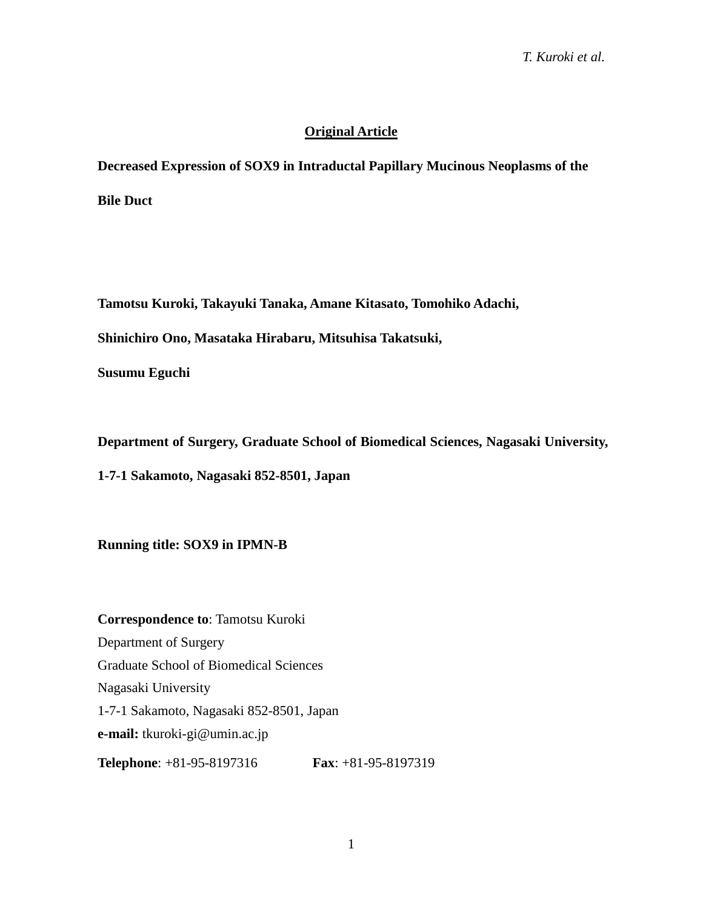**Original Article**

# Decreased Expression of SOX9 in Intraductal Papillary Mucinous Neoplasms of the Bile Duct

**Tamotsu Kuroki, Takayuki Tanaka, Amane Kitasato, Tomohiko Adachi, Shinichiro Ono, Masataka Hirabaru, Mitsuhisa Takatsuki, Susumu Eguchi**

**Department of Surgery, Graduate School of Biomedical Sciences, Nagasaki University, 1-7-1 Sakamoto, Nagasaki 852-8501, Japan**

**Running title: SOX9 in IPMN-B**

**Correspondence to**: Tamotsu Kuroki
Department of Surgery
Graduate School of Biomedical Sciences
Nagasaki University
1-7-1 Sakamoto, Nagasaki 852-8501, Japan
**e-mail:** tkuroki-gi@umin.ac.jp
**Telephone**: +81-95-8197316 **Fax**: +81-95-8197319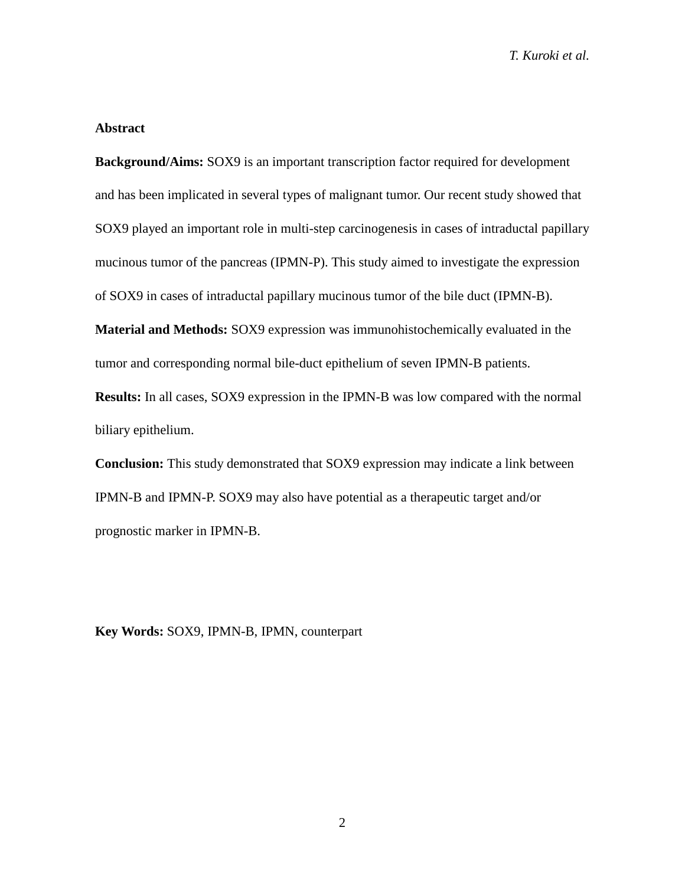## Abstract

**Background/Aims:** SOX9 is an important transcription factor required for development and has been implicated in several types of malignant tumor. Our recent study showed that SOX9 played an important role in multi-step carcinogenesis in cases of intraductal papillary mucinous tumor of the pancreas (IPMN-P). This study aimed to investigate the expression of SOX9 in cases of intraductal papillary mucinous tumor of the bile duct (IPMN-B).

**Material and Methods:** SOX9 expression was immunohistochemically evaluated in the tumor and corresponding normal bile-duct epithelium of seven IPMN-B patients.

**Results:** In all cases, SOX9 expression in the IPMN-B was low compared with the normal biliary epithelium.

**Conclusion:** This study demonstrated that SOX9 expression may indicate a link between IPMN-B and IPMN-P. SOX9 may also have potential as a therapeutic target and/or prognostic marker in IPMN-B.

**Key Words:** SOX9, IPMN-B, IPMN, counterpart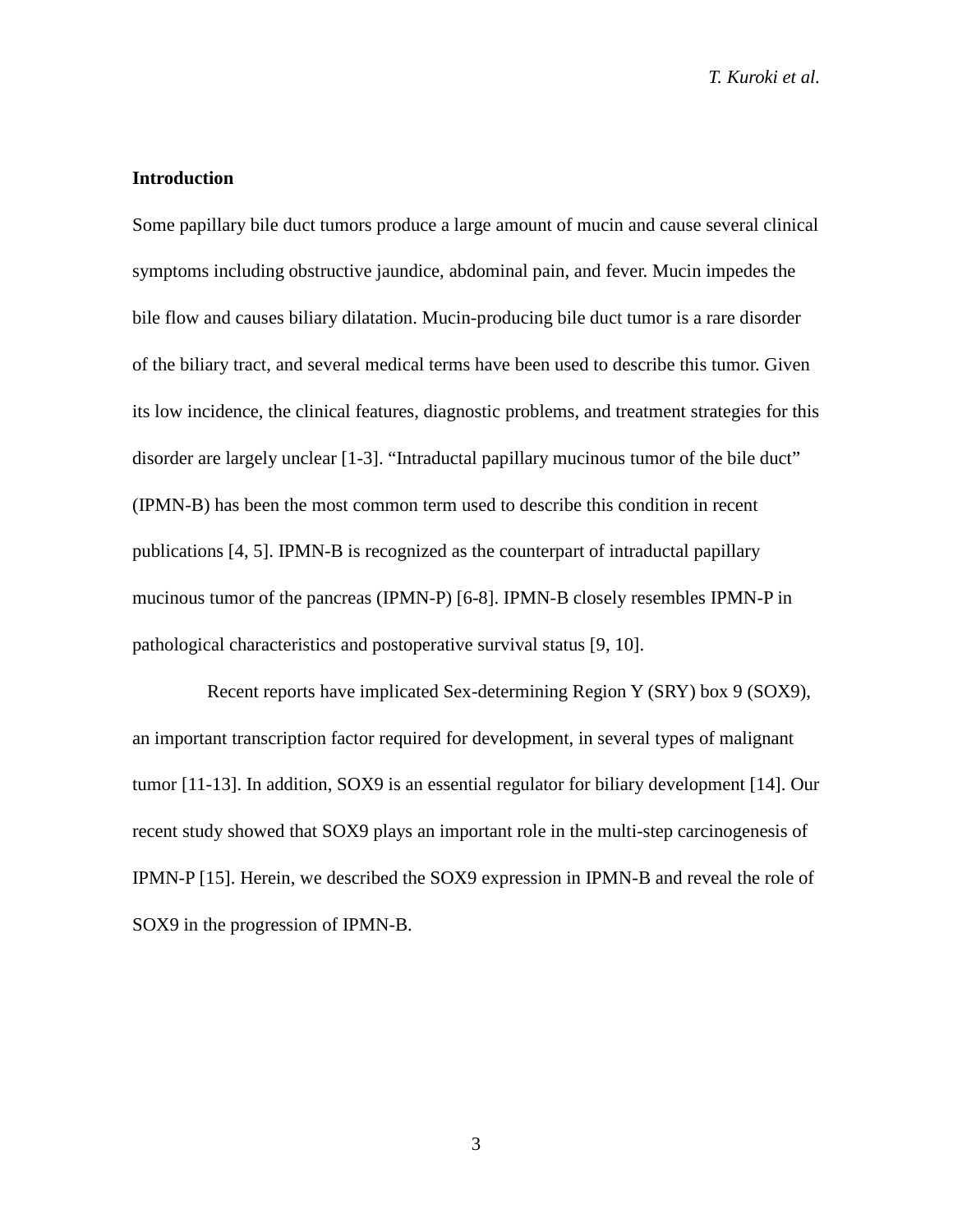## Introduction

Some papillary bile duct tumors produce a large amount of mucin and cause several clinical symptoms including obstructive jaundice, abdominal pain, and fever. Mucin impedes the bile flow and causes biliary dilatation. Mucin-producing bile duct tumor is a rare disorder of the biliary tract, and several medical terms have been used to describe this tumor. Given its low incidence, the clinical features, diagnostic problems, and treatment strategies for this disorder are largely unclear [1-3]. "Intraductal papillary mucinous tumor of the bile duct" (IPMN-B) has been the most common term used to describe this condition in recent publications [4, 5]. IPMN-B is recognized as the counterpart of intraductal papillary mucinous tumor of the pancreas (IPMN-P) [6-8]. IPMN-B closely resembles IPMN-P in pathological characteristics and postoperative survival status [9, 10].

Recent reports have implicated Sex-determining Region Y (SRY) box 9 (SOX9), an important transcription factor required for development, in several types of malignant tumor [11-13]. In addition, SOX9 is an essential regulator for biliary development [14]. Our recent study showed that SOX9 plays an important role in the multi-step carcinogenesis of IPMN-P [15]. Herein, we described the SOX9 expression in IPMN-B and reveal the role of SOX9 in the progression of IPMN-B.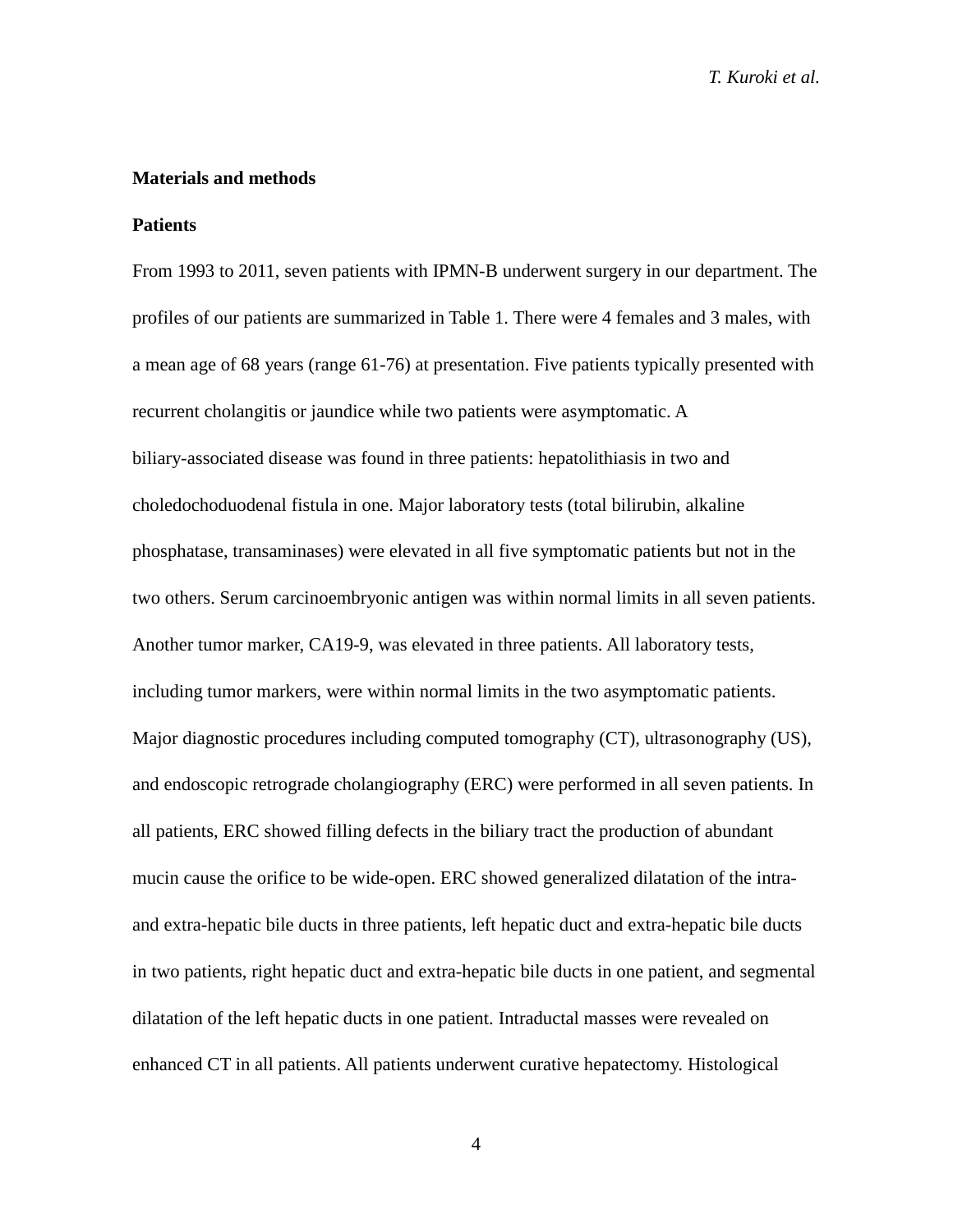## Materials and methods

### Patients

From 1993 to 2011, seven patients with IPMN-B underwent surgery in our department. The profiles of our patients are summarized in Table 1. There were 4 females and 3 males, with a mean age of 68 years (range 61-76) at presentation. Five patients typically presented with recurrent cholangitis or jaundice while two patients were asymptomatic. A biliary-associated disease was found in three patients: hepatolithiasis in two and choledochoduodenal fistula in one. Major laboratory tests (total bilirubin, alkaline phosphatase, transaminases) were elevated in all five symptomatic patients but not in the two others. Serum carcinoembryonic antigen was within normal limits in all seven patients. Another tumor marker, CA19-9, was elevated in three patients. All laboratory tests, including tumor markers, were within normal limits in the two asymptomatic patients. Major diagnostic procedures including computed tomography (CT), ultrasonography (US), and endoscopic retrograde cholangiography (ERC) were performed in all seven patients. In all patients, ERC showed filling defects in the biliary tract the production of abundant mucin cause the orifice to be wide-open. ERC showed generalized dilatation of the intra- and extra-hepatic bile ducts in three patients, left hepatic duct and extra-hepatic bile ducts in two patients, right hepatic duct and extra-hepatic bile ducts in one patient, and segmental dilatation of the left hepatic ducts in one patient. Intraductal masses were revealed on enhanced CT in all patients. All patients underwent curative hepatectomy. Histological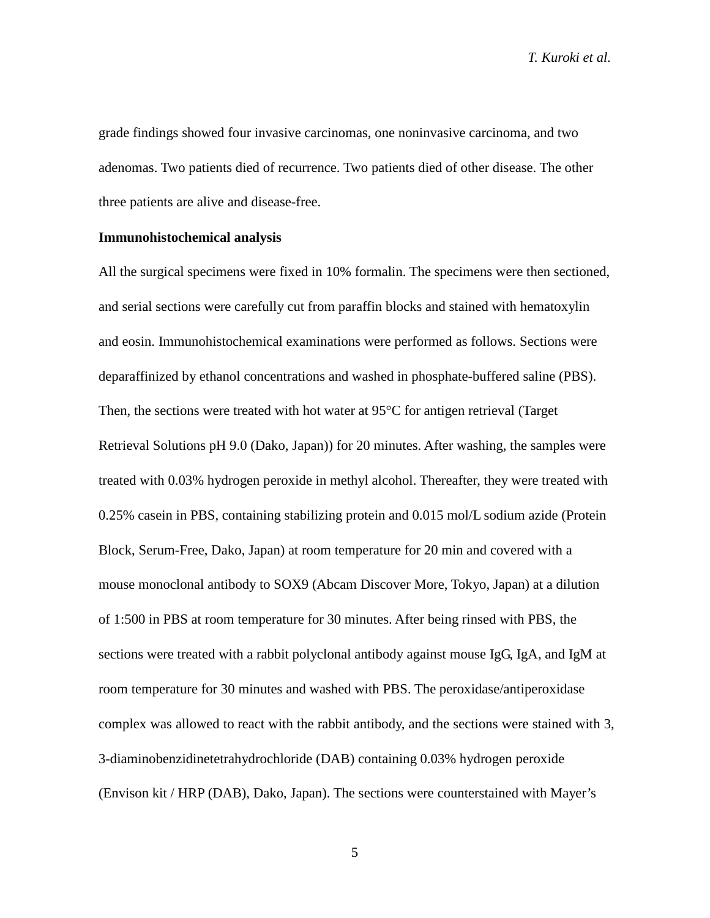grade findings showed four invasive carcinomas, one noninvasive carcinoma, and two adenomas. Two patients died of recurrence. Two patients died of other disease. The other three patients are alive and disease-free.

**Immunohistochemical analysis**

All the surgical specimens were fixed in 10% formalin. The specimens were then sectioned, and serial sections were carefully cut from paraffin blocks and stained with hematoxylin and eosin. Immunohistochemical examinations were performed as follows. Sections were deparaffinized by ethanol concentrations and washed in phosphate-buffered saline (PBS). Then, the sections were treated with hot water at 95°C for antigen retrieval (Target Retrieval Solutions pH 9.0 (Dako, Japan)) for 20 minutes. After washing, the samples were treated with 0.03% hydrogen peroxide in methyl alcohol. Thereafter, they were treated with 0.25% casein in PBS, containing stabilizing protein and 0.015 mol/L sodium azide (Protein Block, Serum-Free, Dako, Japan) at room temperature for 20 min and covered with a mouse monoclonal antibody to SOX9 (Abcam Discover More, Tokyo, Japan) at a dilution of 1:500 in PBS at room temperature for 30 minutes. After being rinsed with PBS, the sections were treated with a rabbit polyclonal antibody against mouse IgG, IgA, and IgM at room temperature for 30 minutes and washed with PBS. The peroxidase/antiperoxidase complex was allowed to react with the rabbit antibody, and the sections were stained with 3, 3-diaminobenzidinetetrahydrochloride (DAB) containing 0.03% hydrogen peroxide (Envison kit / HRP (DAB), Dako, Japan). The sections were counterstained with Mayer's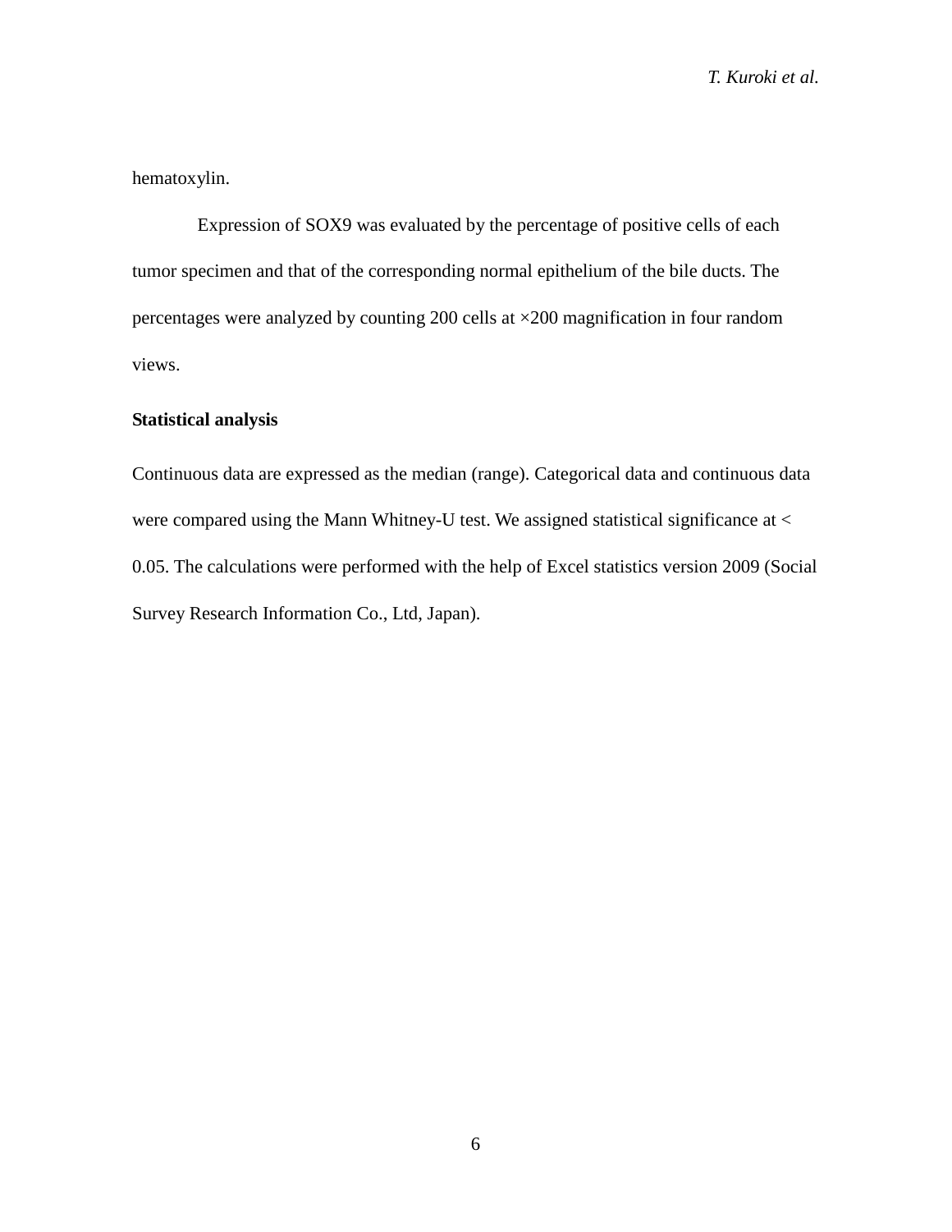hematoxylin.

Expression of SOX9 was evaluated by the percentage of positive cells of each tumor specimen and that of the corresponding normal epithelium of the bile ducts. The percentages were analyzed by counting 200 cells at ×200 magnification in four random views.

**Statistical analysis**

Continuous data are expressed as the median (range). Categorical data and continuous data were compared using the Mann Whitney-U test. We assigned statistical significance at < 0.05. The calculations were performed with the help of Excel statistics version 2009 (Social Survey Research Information Co., Ltd, Japan).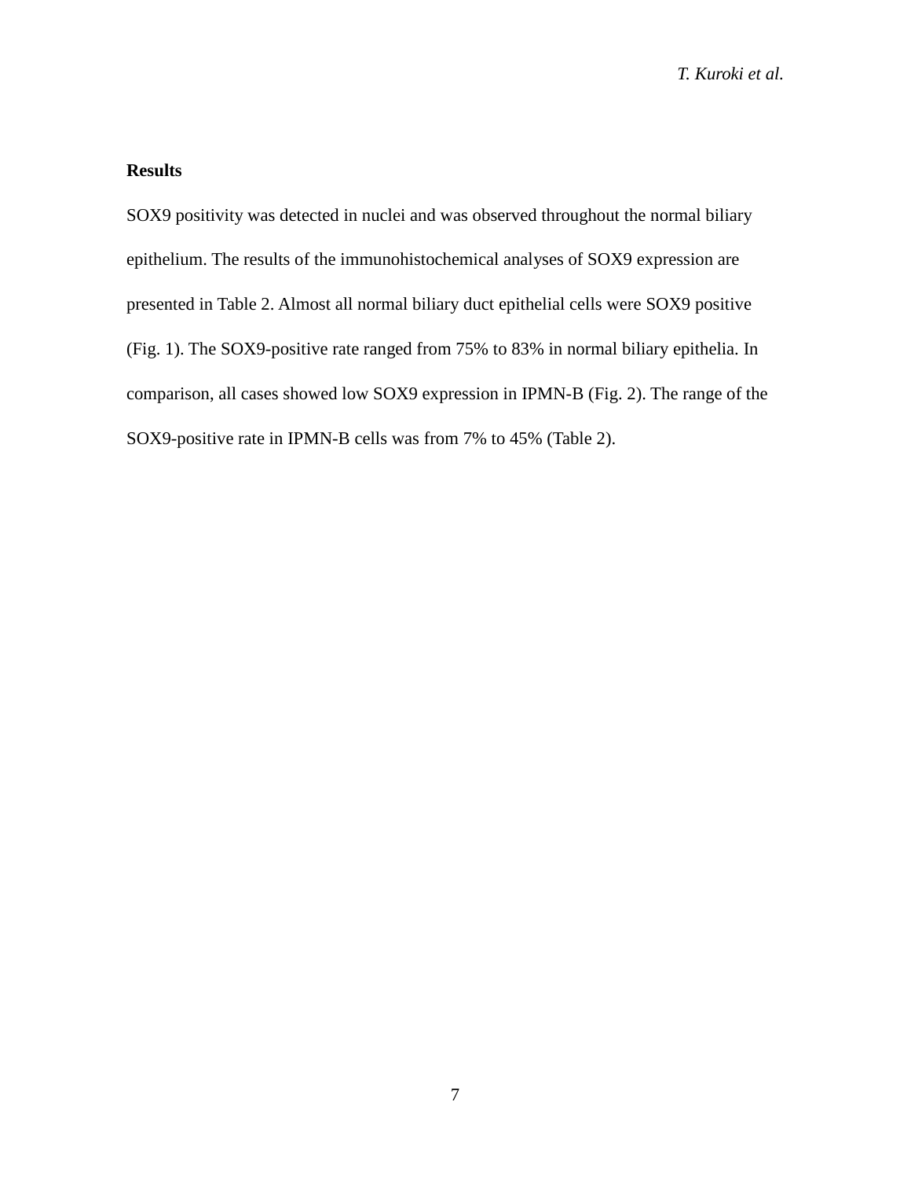## Results

SOX9 positivity was detected in nuclei and was observed throughout the normal biliary epithelium. The results of the immunohistochemical analyses of SOX9 expression are presented in Table 2. Almost all normal biliary duct epithelial cells were SOX9 positive (Fig. 1). The SOX9-positive rate ranged from 75% to 83% in normal biliary epithelia. In comparison, all cases showed low SOX9 expression in IPMN-B (Fig. 2). The range of the SOX9-positive rate in IPMN-B cells was from 7% to 45% (Table 2).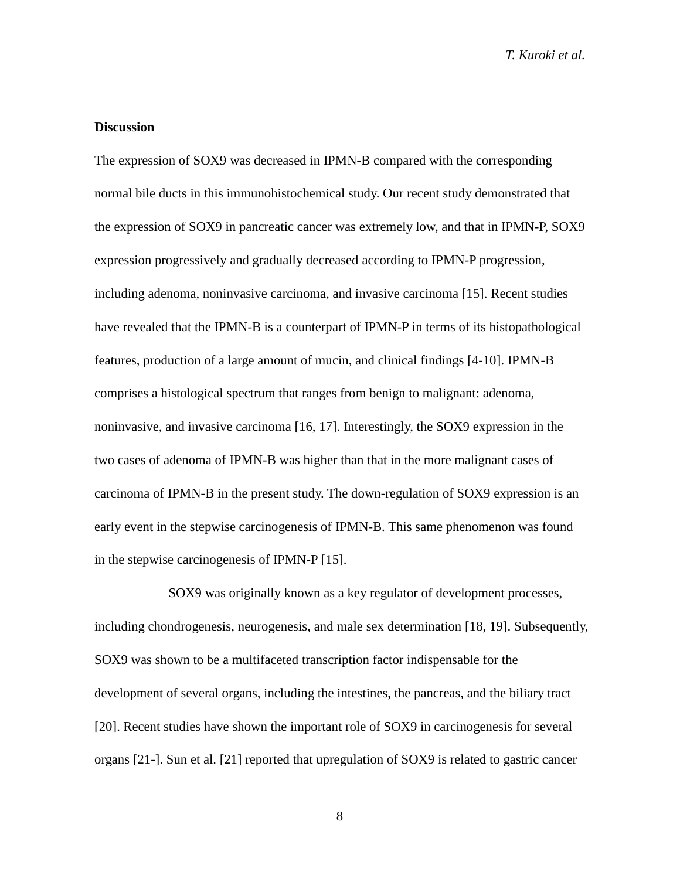## Discussion

The expression of SOX9 was decreased in IPMN-B compared with the corresponding normal bile ducts in this immunohistochemical study. Our recent study demonstrated that the expression of SOX9 in pancreatic cancer was extremely low, and that in IPMN-P, SOX9 expression progressively and gradually decreased according to IPMN-P progression, including adenoma, noninvasive carcinoma, and invasive carcinoma [15]. Recent studies have revealed that the IPMN-B is a counterpart of IPMN-P in terms of its histopathological features, production of a large amount of mucin, and clinical findings [4-10]. IPMN-B comprises a histological spectrum that ranges from benign to malignant: adenoma, noninvasive, and invasive carcinoma [16, 17]. Interestingly, the SOX9 expression in the two cases of adenoma of IPMN-B was higher than that in the more malignant cases of carcinoma of IPMN-B in the present study. The down-regulation of SOX9 expression is an early event in the stepwise carcinogenesis of IPMN-B. This same phenomenon was found in the stepwise carcinogenesis of IPMN-P [15].

SOX9 was originally known as a key regulator of development processes, including chondrogenesis, neurogenesis, and male sex determination [18, 19]. Subsequently, SOX9 was shown to be a multifaceted transcription factor indispensable for the development of several organs, including the intestines, the pancreas, and the biliary tract [20]. Recent studies have shown the important role of SOX9 in carcinogenesis for several organs [21-]. Sun et al. [21] reported that upregulation of SOX9 is related to gastric cancer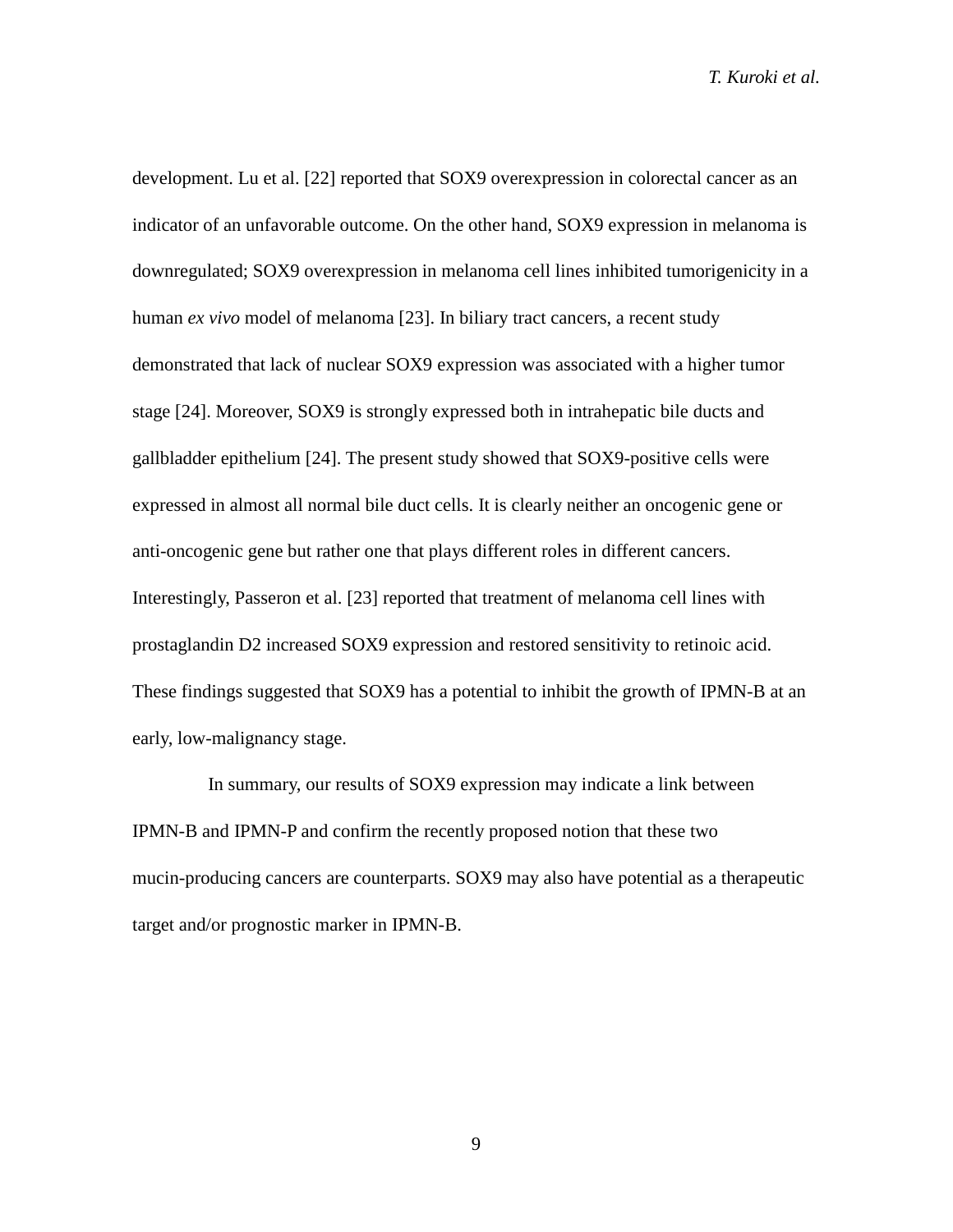development. Lu et al. [22] reported that SOX9 overexpression in colorectal cancer as an indicator of an unfavorable outcome. On the other hand, SOX9 expression in melanoma is downregulated; SOX9 overexpression in melanoma cell lines inhibited tumorigenicity in a human *ex vivo* model of melanoma [23]. In biliary tract cancers, a recent study demonstrated that lack of nuclear SOX9 expression was associated with a higher tumor stage [24]. Moreover, SOX9 is strongly expressed both in intrahepatic bile ducts and gallbladder epithelium [24]. The present study showed that SOX9-positive cells were expressed in almost all normal bile duct cells. It is clearly neither an oncogenic gene or anti-oncogenic gene but rather one that plays different roles in different cancers. Interestingly, Passeron et al. [23] reported that treatment of melanoma cell lines with prostaglandin D2 increased SOX9 expression and restored sensitivity to retinoic acid. These findings suggested that SOX9 has a potential to inhibit the growth of IPMN-B at an early, low-malignancy stage.

In summary, our results of SOX9 expression may indicate a link between IPMN-B and IPMN-P and confirm the recently proposed notion that these two mucin-producing cancers are counterparts. SOX9 may also have potential as a therapeutic target and/or prognostic marker in IPMN-B.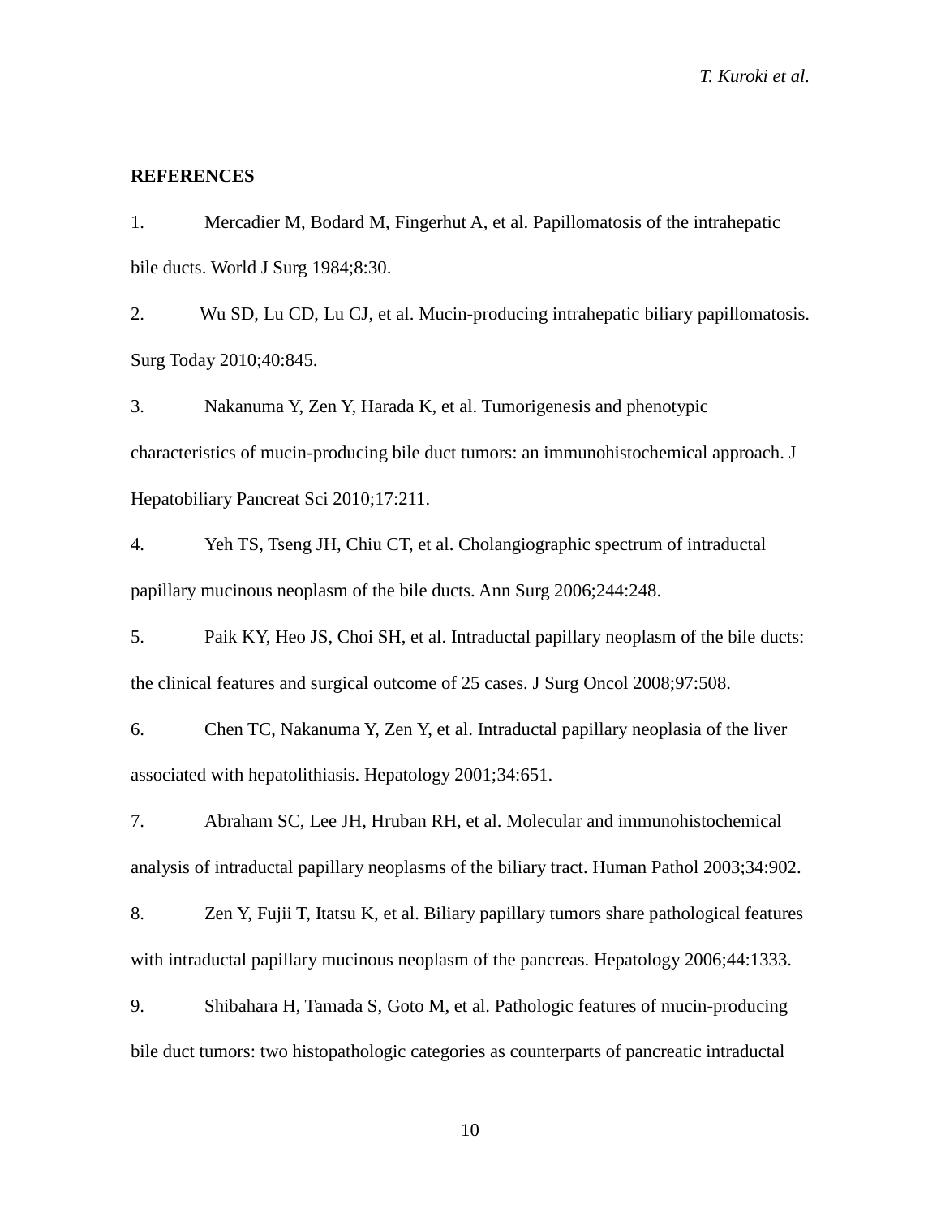**REFERENCES**

1. Mercadier M, Bodard M, Fingerhut A, et al. Papillomatosis of the intrahepatic bile ducts. World J Surg 1984;8:30.

2. Wu SD, Lu CD, Lu CJ, et al. Mucin-producing intrahepatic biliary papillomatosis. Surg Today 2010;40:845.

3. Nakanuma Y, Zen Y, Harada K, et al. Tumorigenesis and phenotypic characteristics of mucin-producing bile duct tumors: an immunohistochemical approach. J Hepatobiliary Pancreat Sci 2010;17:211.

4. Yeh TS, Tseng JH, Chiu CT, et al. Cholangiographic spectrum of intraductal papillary mucinous neoplasm of the bile ducts. Ann Surg 2006;244:248.

5. Paik KY, Heo JS, Choi SH, et al. Intraductal papillary neoplasm of the bile ducts: the clinical features and surgical outcome of 25 cases. J Surg Oncol 2008;97:508.

6. Chen TC, Nakanuma Y, Zen Y, et al. Intraductal papillary neoplasia of the liver associated with hepatolithiasis. Hepatology 2001;34:651.

7. Abraham SC, Lee JH, Hruban RH, et al. Molecular and immunohistochemical analysis of intraductal papillary neoplasms of the biliary tract. Human Pathol 2003;34:902.

8. Zen Y, Fujii T, Itatsu K, et al. Biliary papillary tumors share pathological features with intraductal papillary mucinous neoplasm of the pancreas. Hepatology 2006;44:1333.

9. Shibahara H, Tamada S, Goto M, et al. Pathologic features of mucin-producing bile duct tumors: two histopathologic categories as counterparts of pancreatic intraductal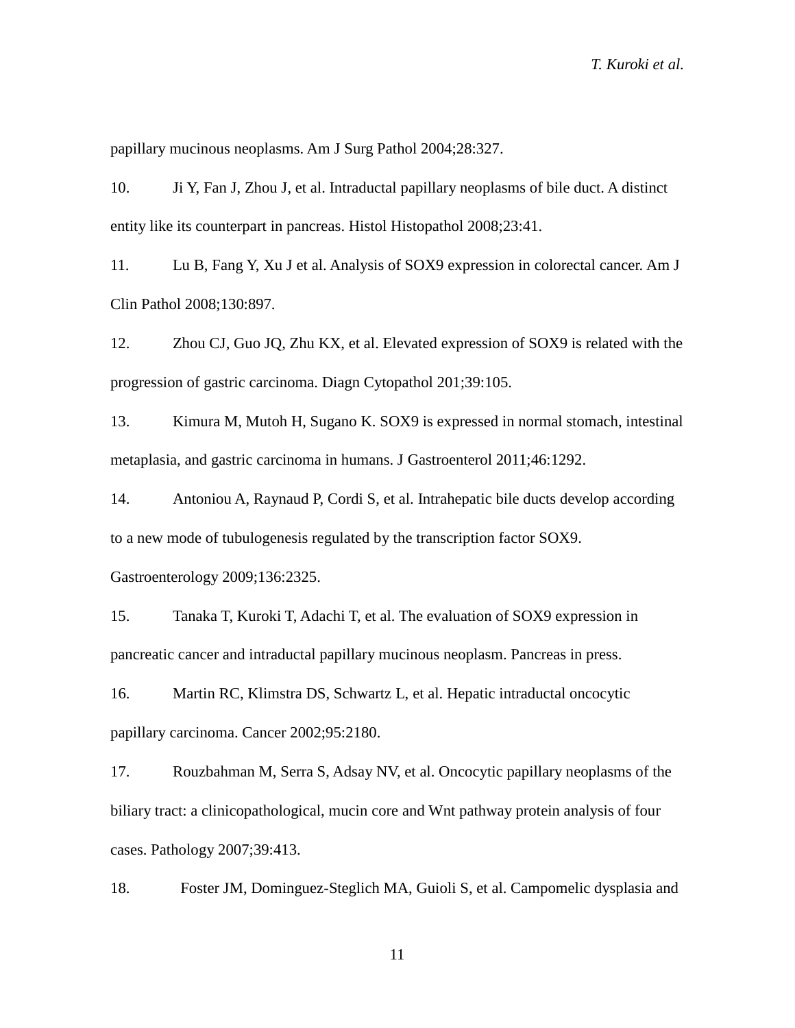papillary mucinous neoplasms. Am J Surg Pathol 2004;28:327.

10. Ji Y, Fan J, Zhou J, et al. Intraductal papillary neoplasms of bile duct. A distinct entity like its counterpart in pancreas. Histol Histopathol 2008;23:41.

11. Lu B, Fang Y, Xu J et al. Analysis of SOX9 expression in colorectal cancer. Am J Clin Pathol 2008;130:897.

12. Zhou CJ, Guo JQ, Zhu KX, et al. Elevated expression of SOX9 is related with the progression of gastric carcinoma. Diagn Cytopathol 201;39:105.

13. Kimura M, Mutoh H, Sugano K. SOX9 is expressed in normal stomach, intestinal metaplasia, and gastric carcinoma in humans. J Gastroenterol 2011;46:1292.

14. Antoniou A, Raynaud P, Cordi S, et al. Intrahepatic bile ducts develop according to a new mode of tubulogenesis regulated by the transcription factor SOX9. Gastroenterology 2009;136:2325.

15. Tanaka T, Kuroki T, Adachi T, et al. The evaluation of SOX9 expression in pancreatic cancer and intraductal papillary mucinous neoplasm. Pancreas in press.

16. Martin RC, Klimstra DS, Schwartz L, et al. Hepatic intraductal oncocytic papillary carcinoma. Cancer 2002;95:2180.

17. Rouzbahman M, Serra S, Adsay NV, et al. Oncocytic papillary neoplasms of the biliary tract: a clinicopathological, mucin core and Wnt pathway protein analysis of four cases. Pathology 2007;39:413.

18. Foster JM, Dominguez-Steglich MA, Guioli S, et al. Campomelic dysplasia and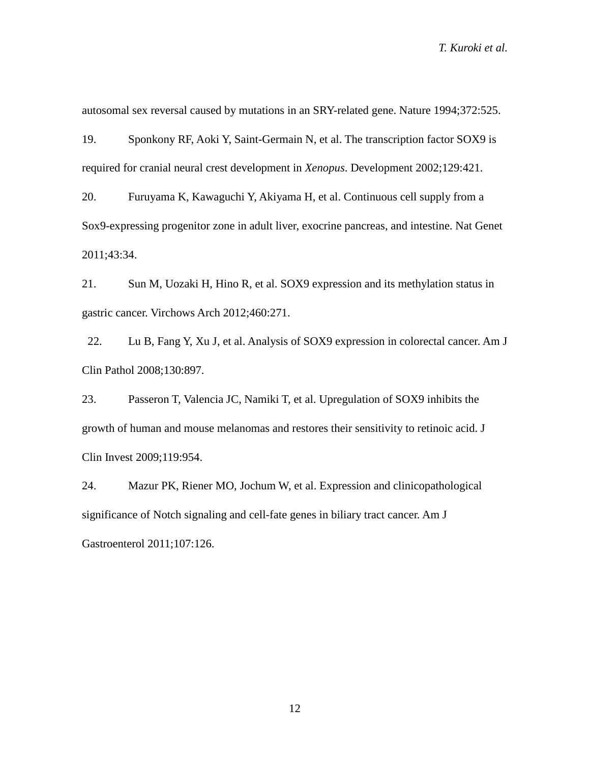autosomal sex reversal caused by mutations in an SRY-related gene. Nature 1994;372:525.

19. Sponkony RF, Aoki Y, Saint-Germain N, et al. The transcription factor SOX9 is required for cranial neural crest development in *Xenopus*. Development 2002;129:421.

20. Furuyama K, Kawaguchi Y, Akiyama H, et al. Continuous cell supply from a Sox9-expressing progenitor zone in adult liver, exocrine pancreas, and intestine. Nat Genet 2011;43:34.

21. Sun M, Uozaki H, Hino R, et al. SOX9 expression and its methylation status in gastric cancer. Virchows Arch 2012;460:271.

22. Lu B, Fang Y, Xu J, et al. Analysis of SOX9 expression in colorectal cancer. Am J Clin Pathol 2008;130:897.

23. Passeron T, Valencia JC, Namiki T, et al. Upregulation of SOX9 inhibits the growth of human and mouse melanomas and restores their sensitivity to retinoic acid. J Clin Invest 2009;119:954.

24. Mazur PK, Riener MO, Jochum W, et al. Expression and clinicopathological significance of Notch signaling and cell-fate genes in biliary tract cancer. Am J Gastroenterol 2011;107:126.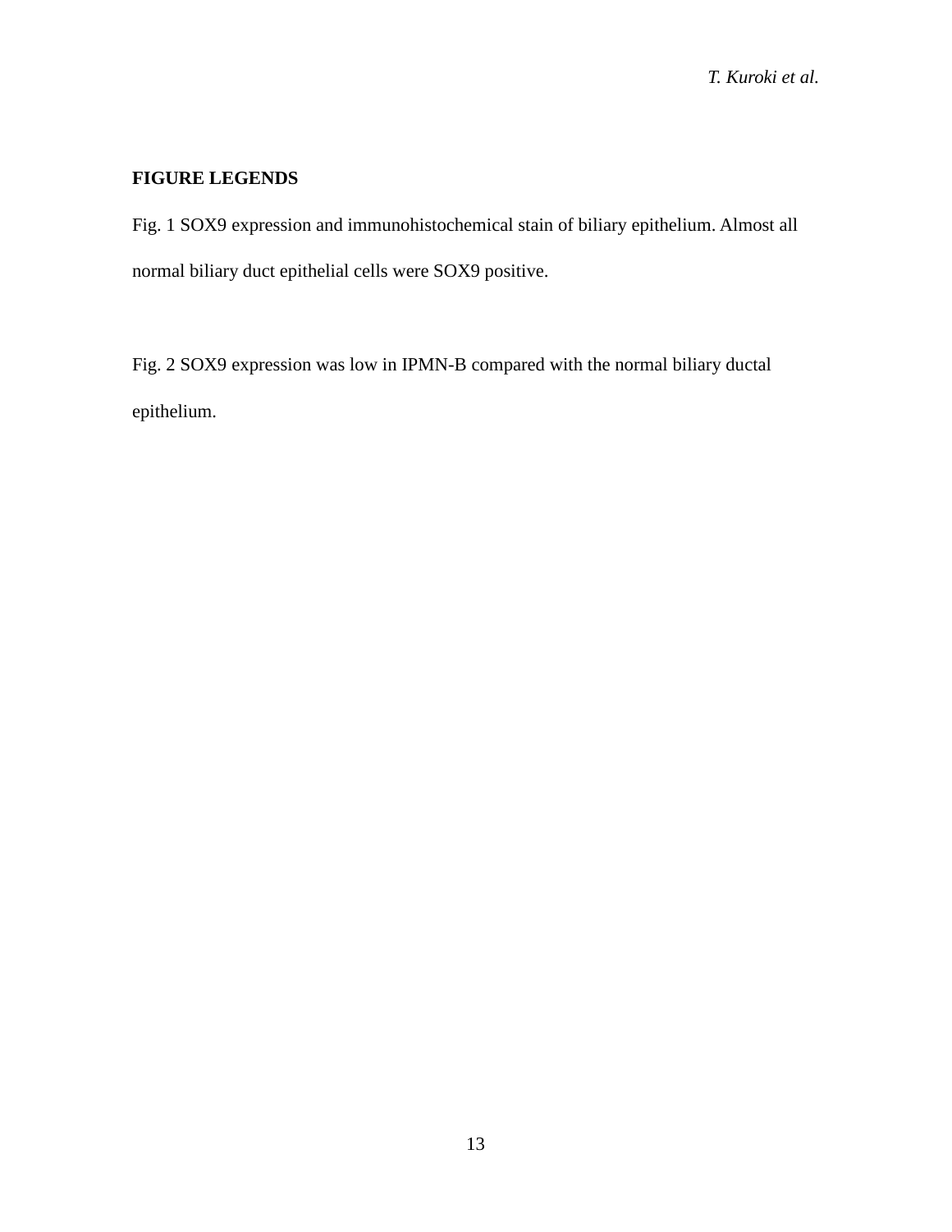**FIGURE LEGENDS**

Fig. 1 SOX9 expression and immunohistochemical stain of biliary epithelium. Almost all normal biliary duct epithelial cells were SOX9 positive.

Fig. 2 SOX9 expression was low in IPMN-B compared with the normal biliary ductal epithelium.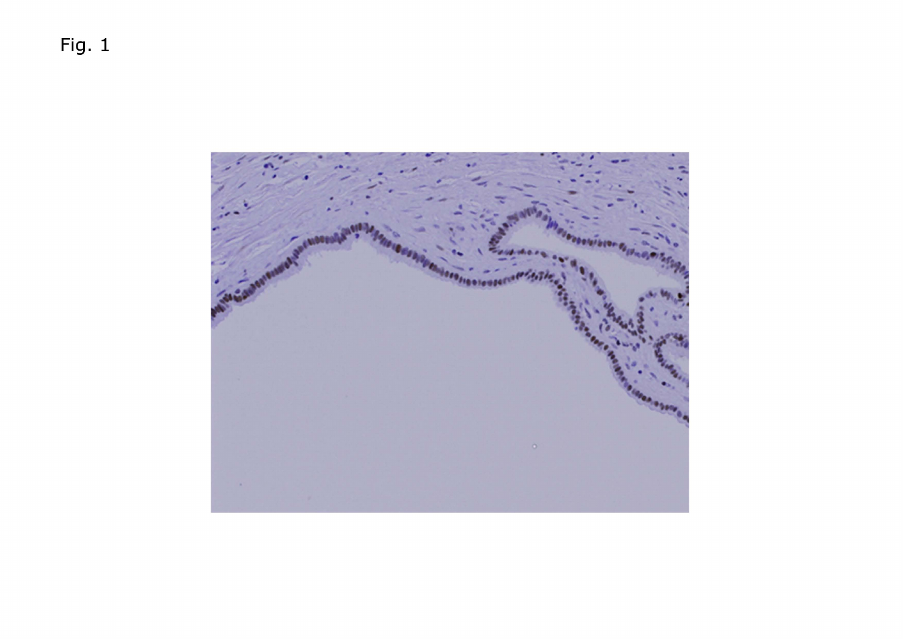Fig. 1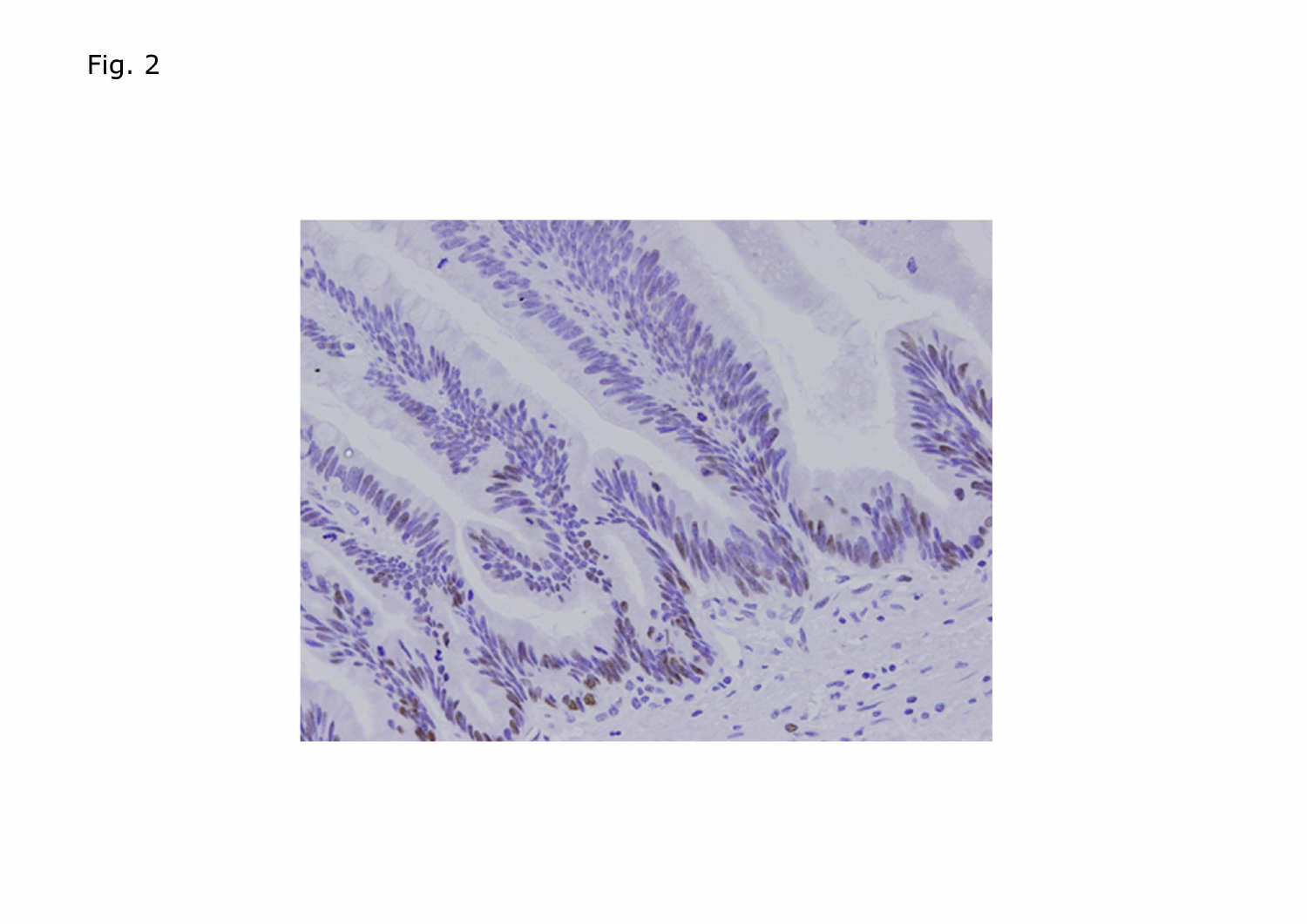Fig. 2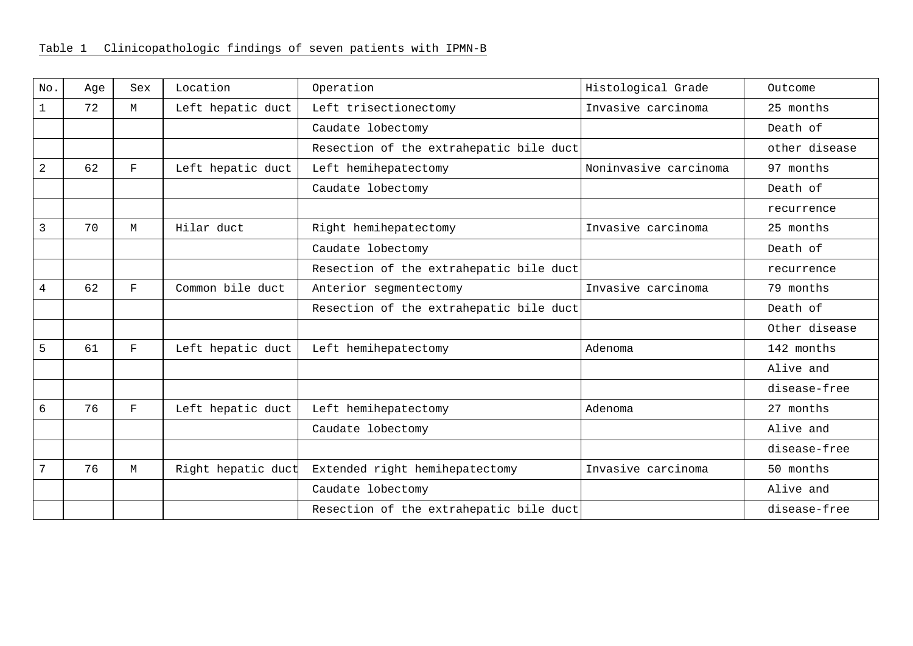Table 1  Clinicopathologic findings of seven patients with IPMN-B

| No. | Age | Sex | Location | Operation | Histological Grade | Outcome |
|---|---|---|---|---|---|---|
| 1 | 72 | M | Left hepatic duct | Left trisectionectomy | Invasive carcinoma | 25 months |
| | | | | Caudate lobectomy | | Death of |
| | | | | Resection of the extrahepatic bile duct | | other disease |
| 2 | 62 | F | Left hepatic duct | Left hemihepatectomy | Noninvasive carcinoma | 97 months |
| | | | | Caudate lobectomy | | Death of |
| | | | | | | recurrence |
| 3 | 70 | M | Hilar duct | Right hemihepatectomy | Invasive carcinoma | 25 months |
| | | | | Caudate lobectomy | | Death of |
| | | | | Resection of the extrahepatic bile duct | | recurrence |
| 4 | 62 | F | Common bile duct | Anterior segmentectomy | Invasive carcinoma | 79 months |
| | | | | Resection of the extrahepatic bile duct | | Death of |
| | | | | | | Other disease |
| 5 | 61 | F | Left hepatic duct | Left hemihepatectomy | Adenoma | 142 months |
| | | | | | | Alive and |
| | | | | | | disease-free |
| 6 | 76 | F | Left hepatic duct | Left hemihepatectomy | Adenoma | 27 months |
| | | | | Caudate lobectomy | | Alive and |
| | | | | | | disease-free |
| 7 | 76 | M | Right hepatic duct | Extended right hemihepatectomy | Invasive carcinoma | 50 months |
| | | | | Caudate lobectomy | | Alive and |
| | | | | Resection of the extrahepatic bile duct | | disease-free |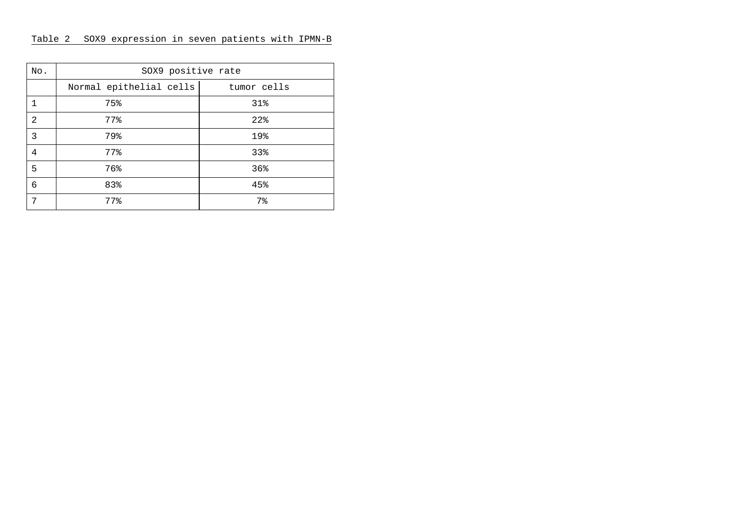Table 2 SOX9 expression in seven patients with IPMN-B

| No. | SOX9 positive rate | |
|---|---|---|
| | Normal epithelial cells | tumor cells |
| 1 | 75% | 31% |
| 2 | 77% | 22% |
| 3 | 79% | 19% |
| 4 | 77% | 33% |
| 5 | 76% | 36% |
| 6 | 83% | 45% |
| 7 | 77% | 7% |